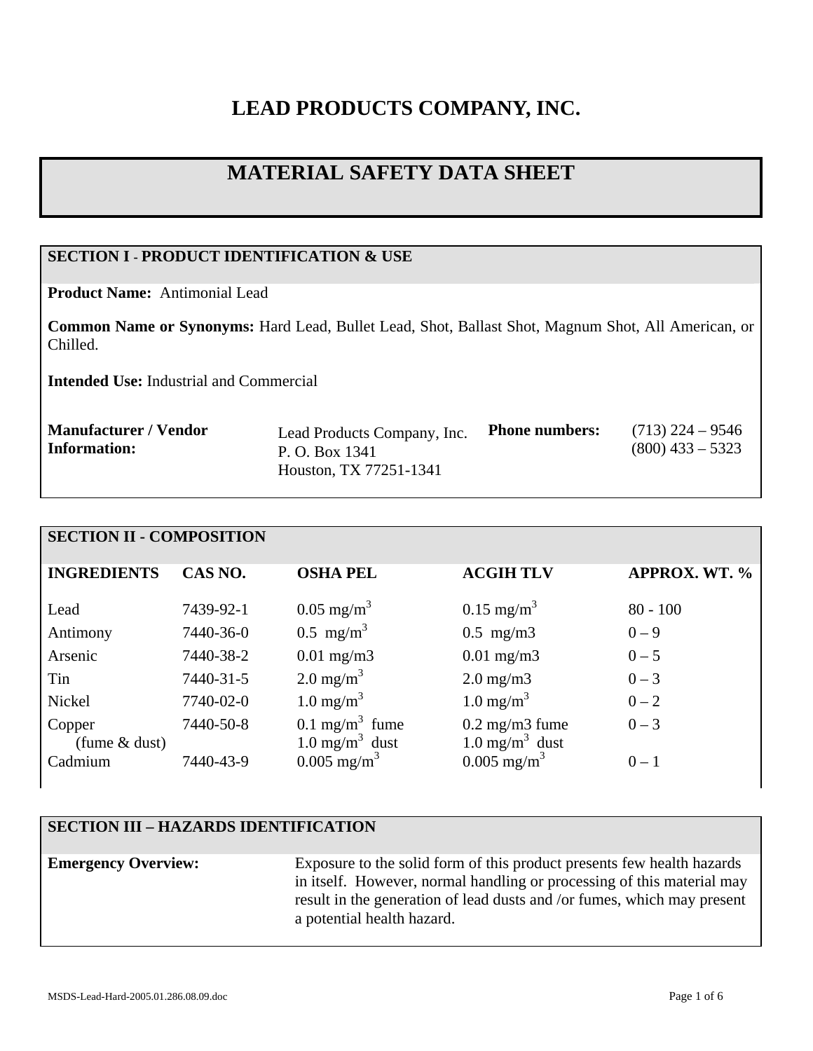# LEAD PRODUCTS COMPANY, INC.

# MATERIAL SAFETY DATA SHEET

## SECTION I - PRODUCT IDENTIFICATION & USE

**Product Name:** Antimonial Lead

**Common Name or Synonyms:** Hard Lead, Bullet Lead, Shot, Ballast Shot, Magnum Shot, All American, or Chilled.

**Intended Use:** Industrial and Commercial

**Manufacturer / Vendor Information:** Lead Products Company, Inc.
P. O. Box 1341
Houston, TX 77251-1341

**Phone numbers:** (713) 224 – 9546
(800) 433 – 5323

## SECTION II - COMPOSITION

| INGREDIENTS | CAS NO. | OSHA PEL | ACGIH TLV | APPROX. WT. % |
|---|---|---|---|---|
| Lead | 7439-92-1 | 0.05 $mg/m^3$ | 0.15 $mg/m^3$ | 80 - 100 |
| Antimony | 7440-36-0 | 0.5 $mg/m^3$ | 0.5 mg/m3 | 0 – 9 |
| Arsenic | 7440-38-2 | 0.01 mg/m3 | 0.01 mg/m3 | 0 – 5 |
| Tin | 7440-31-5 | 2.0 $mg/m^3$ | 2.0 mg/m3 | 0 – 3 |
| Nickel | 7740-02-0 | 1.0 $mg/m^3$ | 1.0 $mg/m^3$ | 0 – 2 |
| Copper (fume & dust) | 7440-50-8 | 0.1 $mg/m^3$ fume<br>1.0 $mg/m^3$ dust | 0.2 mg/m3 fume<br>1.0 $mg/m^3$ dust | 0 – 3 |
| Cadmium | 7440-43-9 | 0.005 $mg/m^3$ | 0.005 $mg/m^3$ | 0 – 1 |

## SECTION III – HAZARDS IDENTIFICATION

**Emergency Overview:** Exposure to the solid form of this product presents few health hazards in itself. However, normal handling or processing of this material may result in the generation of lead dusts and /or fumes, which may present a potential health hazard.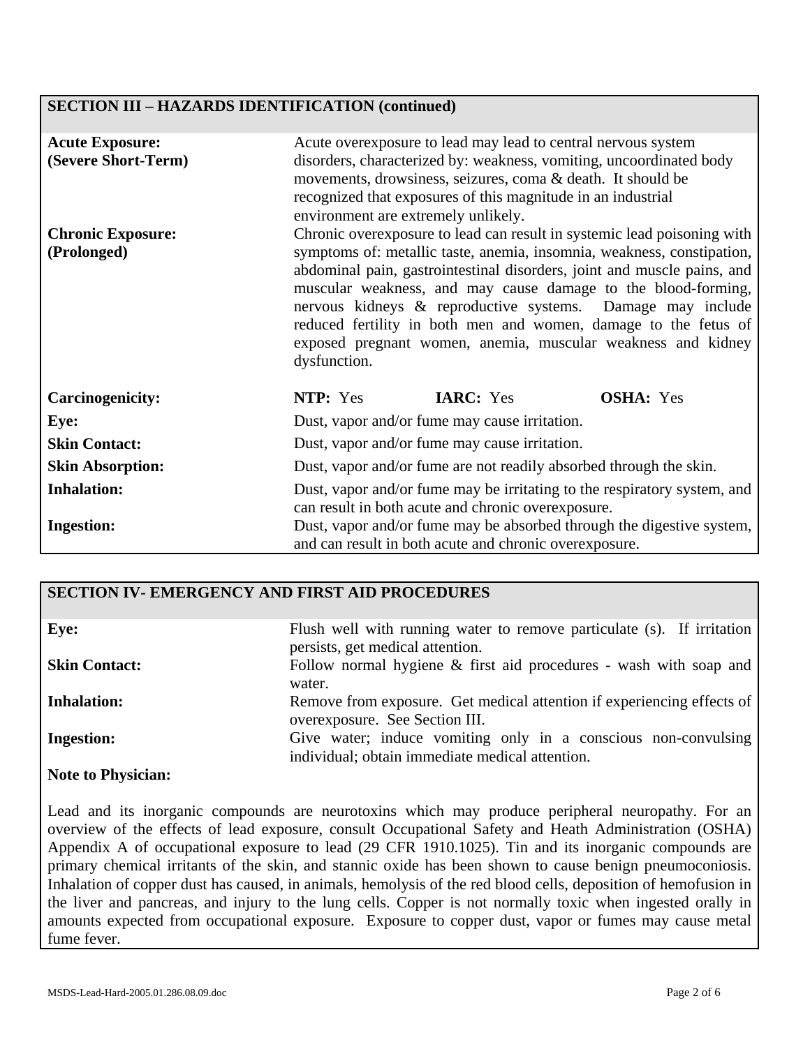## SECTION III – HAZARDS IDENTIFICATION (continued)

| | |
|---|---|
| **Acute Exposure: (Severe Short-Term)** | Acute overexposure to lead may lead to central nervous system disorders, characterized by: weakness, vomiting, uncoordinated body movements, drowsiness, seizures, coma & death. It should be recognized that exposures of this magnitude in an industrial environment are extremely unlikely. |
| **Chronic Exposure: (Prolonged)** | Chronic overexposure to lead can result in systemic lead poisoning with symptoms of: metallic taste, anemia, insomnia, weakness, constipation, abdominal pain, gastrointestinal disorders, joint and muscle pains, and muscular weakness, and may cause damage to the blood-forming, nervous kidneys & reproductive systems. Damage may include reduced fertility in both men and women, damage to the fetus of exposed pregnant women, anemia, muscular weakness and kidney dysfunction. |
| **Carcinogenicity:** | **NTP:** Yes **IARC:** Yes **OSHA:** Yes |
| **Eye:** | Dust, vapor and/or fume may cause irritation. |
| **Skin Contact:** | Dust, vapor and/or fume may cause irritation. |
| **Skin Absorption:** | Dust, vapor and/or fume are not readily absorbed through the skin. |
| **Inhalation:** | Dust, vapor and/or fume may be irritating to the respiratory system, and can result in both acute and chronic overexposure. |
| **Ingestion:** | Dust, vapor and/or fume may be absorbed through the digestive system, and can result in both acute and chronic overexposure. |

## SECTION IV- EMERGENCY AND FIRST AID PROCEDURES

| | |
|---|---|
| **Eye:** | Flush well with running water to remove particulate (s). If irritation persists, get medical attention. |
| **Skin Contact:** | Follow normal hygiene & first aid procedures - wash with soap and water. |
| **Inhalation:** | Remove from exposure. Get medical attention if experiencing effects of overexposure. See Section III. |
| **Ingestion:** | Give water; induce vomiting only in a conscious non-convulsing individual; obtain immediate medical attention. |

**Note to Physician:**

Lead and its inorganic compounds are neurotoxins which may produce peripheral neuropathy. For an overview of the effects of lead exposure, consult Occupational Safety and Heath Administration (OSHA) Appendix A of occupational exposure to lead (29 CFR 1910.1025). Tin and its inorganic compounds are primary chemical irritants of the skin, and stannic oxide has been shown to cause benign pneumoconiosis. Inhalation of copper dust has caused, in animals, hemolysis of the red blood cells, deposition of hemofusion in the liver and pancreas, and injury to the lung cells. Copper is not normally toxic when ingested orally in amounts expected from occupational exposure. Exposure to copper dust, vapor or fumes may cause metal fume fever.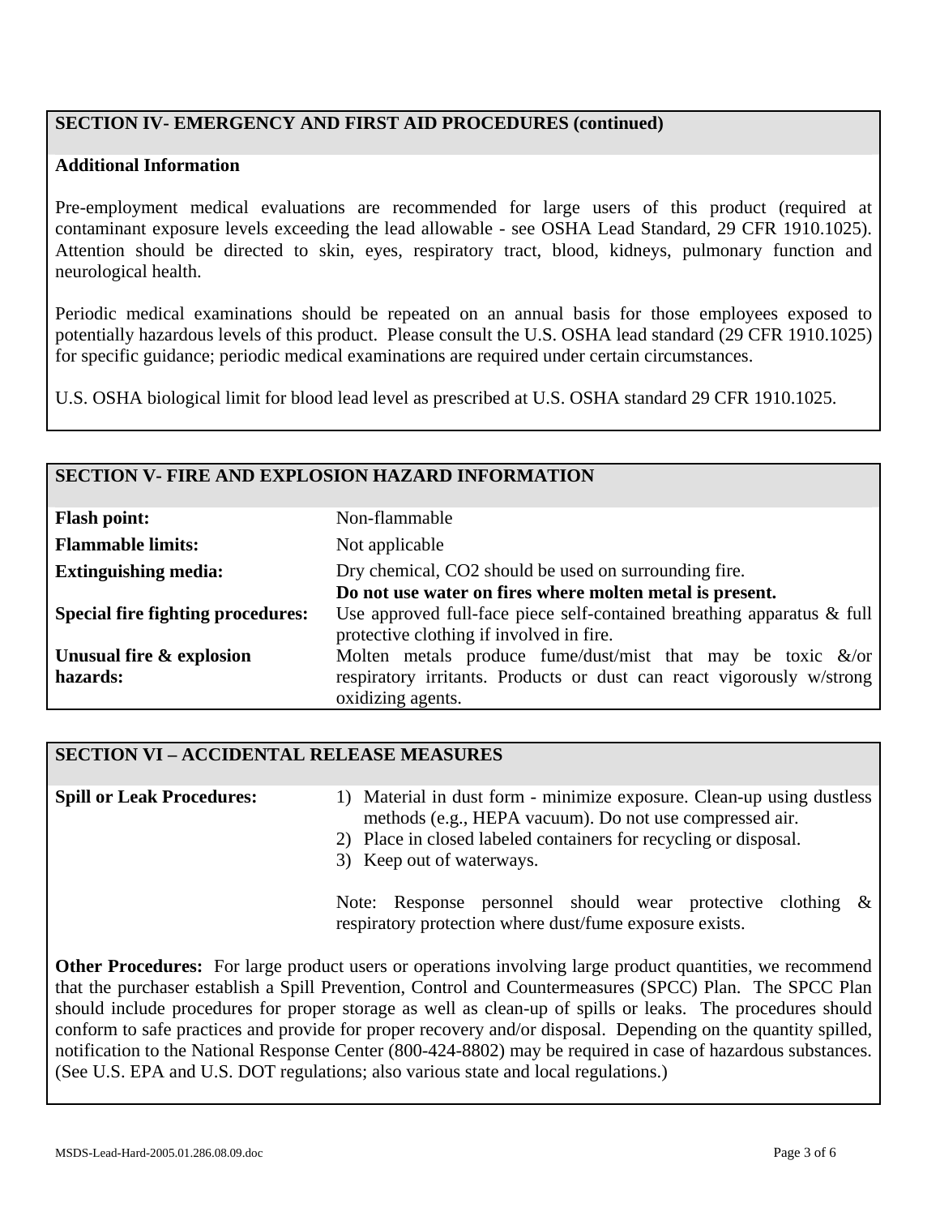## SECTION IV- EMERGENCY AND FIRST AID PROCEDURES (continued)

**Additional Information**

Pre-employment medical evaluations are recommended for large users of this product (required at contaminant exposure levels exceeding the lead allowable - see OSHA Lead Standard, 29 CFR 1910.1025). Attention should be directed to skin, eyes, respiratory tract, blood, kidneys, pulmonary function and neurological health.

Periodic medical examinations should be repeated on an annual basis for those employees exposed to potentially hazardous levels of this product. Please consult the U.S. OSHA lead standard (29 CFR 1910.1025) for specific guidance; periodic medical examinations are required under certain circumstances.

U.S. OSHA biological limit for blood lead level as prescribed at U.S. OSHA standard 29 CFR 1910.1025.

## SECTION V- FIRE AND EXPLOSION HAZARD INFORMATION

| | |
|---|---|
| **Flash point:** | Non-flammable |
| **Flammable limits:** | Not applicable |
| **Extinguishing media:** | Dry chemical, $CO_2$ should be used on surrounding fire. **Do not use water on fires where molten metal is present.** |
| **Special fire fighting procedures:** | Use approved full-face piece self-contained breathing apparatus & full protective clothing if involved in fire. |
| **Unusual fire & explosion hazards:** | Molten metals produce fume/dust/mist that may be toxic &/or respiratory irritants. Products or dust can react vigorously w/strong oxidizing agents. |

## SECTION VI – ACCIDENTAL RELEASE MEASURES

**Spill or Leak Procedures:**

1) Material in dust form - minimize exposure. Clean-up using dustless methods (e.g., HEPA vacuum). Do not use compressed air.
2) Place in closed labeled containers for recycling or disposal.
3) Keep out of waterways.

Note: Response personnel should wear protective clothing & respiratory protection where dust/fume exposure exists.

**Other Procedures:** For large product users or operations involving large product quantities, we recommend that the purchaser establish a Spill Prevention, Control and Countermeasures (SPCC) Plan. The SPCC Plan should include procedures for proper storage as well as clean-up of spills or leaks. The procedures should conform to safe practices and provide for proper recovery and/or disposal. Depending on the quantity spilled, notification to the National Response Center (800-424-8802) may be required in case of hazardous substances. (See U.S. EPA and U.S. DOT regulations; also various state and local regulations.)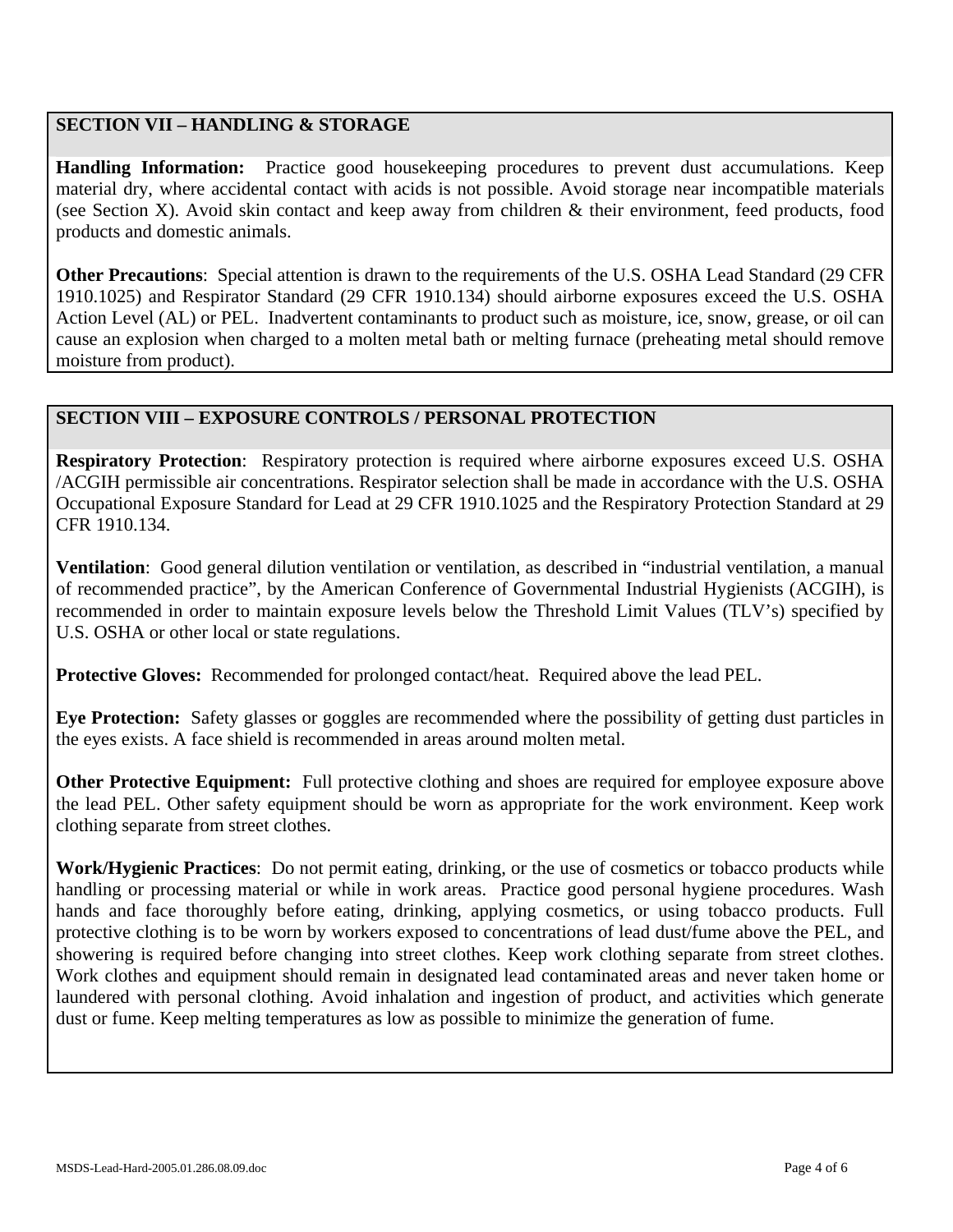## SECTION VII – HANDLING & STORAGE

**Handling Information:** Practice good housekeeping procedures to prevent dust accumulations. Keep material dry, where accidental contact with acids is not possible. Avoid storage near incompatible materials (see Section X). Avoid skin contact and keep away from children & their environment, feed products, food products and domestic animals.

**Other Precautions**: Special attention is drawn to the requirements of the U.S. OSHA Lead Standard (29 CFR 1910.1025) and Respirator Standard (29 CFR 1910.134) should airborne exposures exceed the U.S. OSHA Action Level (AL) or PEL. Inadvertent contaminants to product such as moisture, ice, snow, grease, or oil can cause an explosion when charged to a molten metal bath or melting furnace (preheating metal should remove moisture from product).

## SECTION VIII – EXPOSURE CONTROLS / PERSONAL PROTECTION

**Respiratory Protection**: Respiratory protection is required where airborne exposures exceed U.S. OSHA /ACGIH permissible air concentrations. Respirator selection shall be made in accordance with the U.S. OSHA Occupational Exposure Standard for Lead at 29 CFR 1910.1025 and the Respiratory Protection Standard at 29 CFR 1910.134.

**Ventilation**: Good general dilution ventilation or ventilation, as described in "industrial ventilation, a manual of recommended practice", by the American Conference of Governmental Industrial Hygienists (ACGIH), is recommended in order to maintain exposure levels below the Threshold Limit Values (TLV's) specified by U.S. OSHA or other local or state regulations.

**Protective Gloves:** Recommended for prolonged contact/heat. Required above the lead PEL.

**Eye Protection:** Safety glasses or goggles are recommended where the possibility of getting dust particles in the eyes exists. A face shield is recommended in areas around molten metal.

**Other Protective Equipment:** Full protective clothing and shoes are required for employee exposure above the lead PEL. Other safety equipment should be worn as appropriate for the work environment. Keep work clothing separate from street clothes.

**Work/Hygienic Practices**: Do not permit eating, drinking, or the use of cosmetics or tobacco products while handling or processing material or while in work areas. Practice good personal hygiene procedures. Wash hands and face thoroughly before eating, drinking, applying cosmetics, or using tobacco products. Full protective clothing is to be worn by workers exposed to concentrations of lead dust/fume above the PEL, and showering is required before changing into street clothes. Keep work clothing separate from street clothes. Work clothes and equipment should remain in designated lead contaminated areas and never taken home or laundered with personal clothing. Avoid inhalation and ingestion of product, and activities which generate dust or fume. Keep melting temperatures as low as possible to minimize the generation of fume.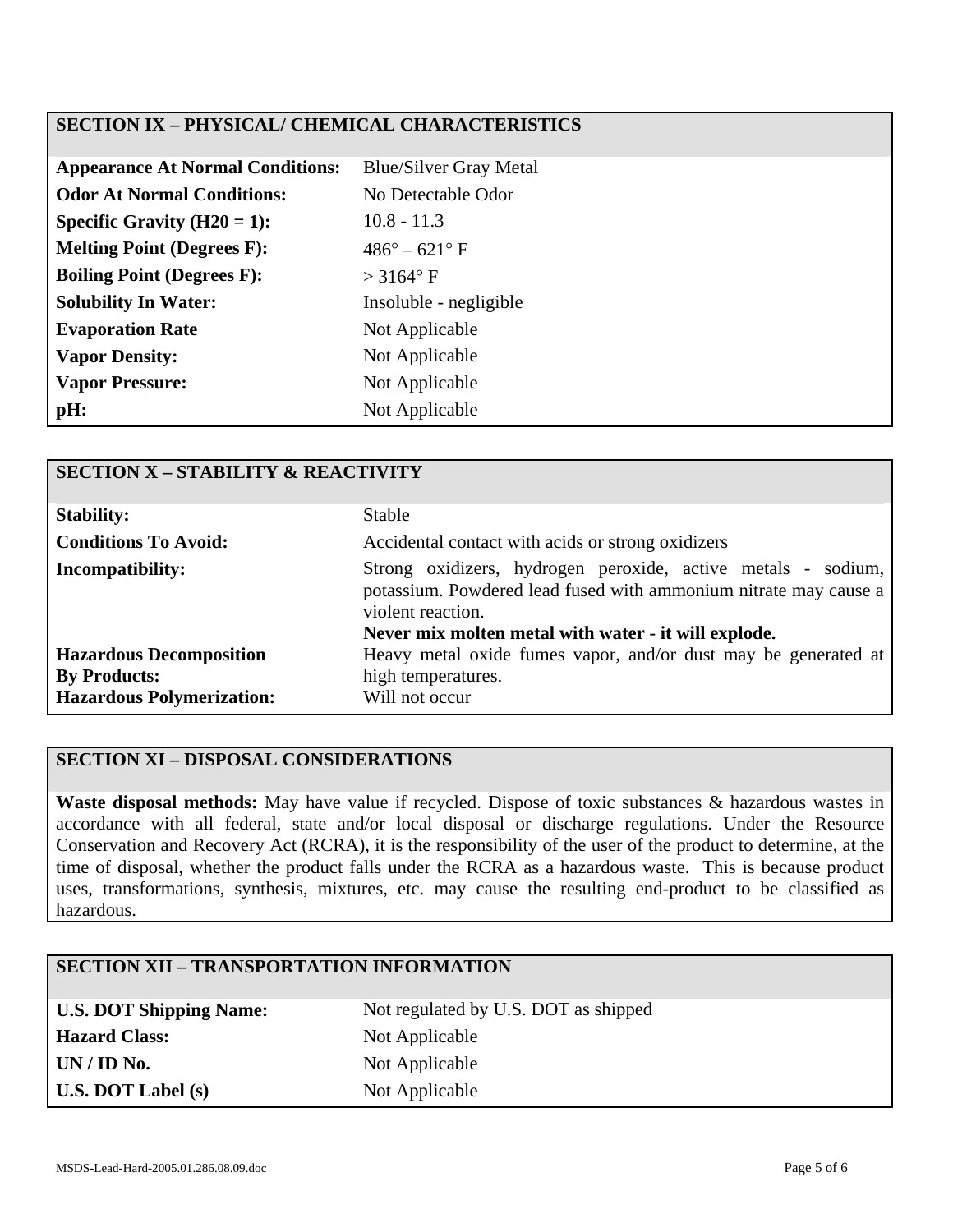## SECTION IX – PHYSICAL/ CHEMICAL CHARACTERISTICS

| | |
|---|---|
| **Appearance At Normal Conditions:** | Blue/Silver Gray Metal |
| **Odor At Normal Conditions:** | No Detectable Odor |
| **Specific Gravity (H20 = 1):** | 10.8 - 11.3 |
| **Melting Point (Degrees F):** | 486° – 621° F |
| **Boiling Point (Degrees F):** | > 3164° F |
| **Solubility In Water:** | Insoluble - negligible |
| **Evaporation Rate** | Not Applicable |
| **Vapor Density:** | Not Applicable |
| **Vapor Pressure:** | Not Applicable |
| **pH:** | Not Applicable |

## SECTION X – STABILITY & REACTIVITY

| | |
|---|---|
| **Stability:** | Stable |
| **Conditions To Avoid:** | Accidental contact with acids or strong oxidizers |
| **Incompatibility:** | Strong oxidizers, hydrogen peroxide, active metals - sodium, potassium. Powdered lead fused with ammonium nitrate may cause a violent reaction. **Never mix molten metal with water - it will explode.** |
| **Hazardous Decomposition By Products:** | Heavy metal oxide fumes vapor, and/or dust may be generated at high temperatures. |
| **Hazardous Polymerization:** | Will not occur |

## SECTION XI – DISPOSAL CONSIDERATIONS

**Waste disposal methods:** May have value if recycled. Dispose of toxic substances & hazardous wastes in accordance with all federal, state and/or local disposal or discharge regulations. Under the Resource Conservation and Recovery Act (RCRA), it is the responsibility of the user of the product to determine, at the time of disposal, whether the product falls under the RCRA as a hazardous waste. This is because product uses, transformations, synthesis, mixtures, etc. may cause the resulting end-product to be classified as hazardous.

## SECTION XII – TRANSPORTATION INFORMATION

| | |
|---|---|
| **U.S. DOT Shipping Name:** | Not regulated by U.S. DOT as shipped |
| **Hazard Class:** | Not Applicable |
| **UN / ID No.** | Not Applicable |
| **U.S. DOT Label (s)** | Not Applicable |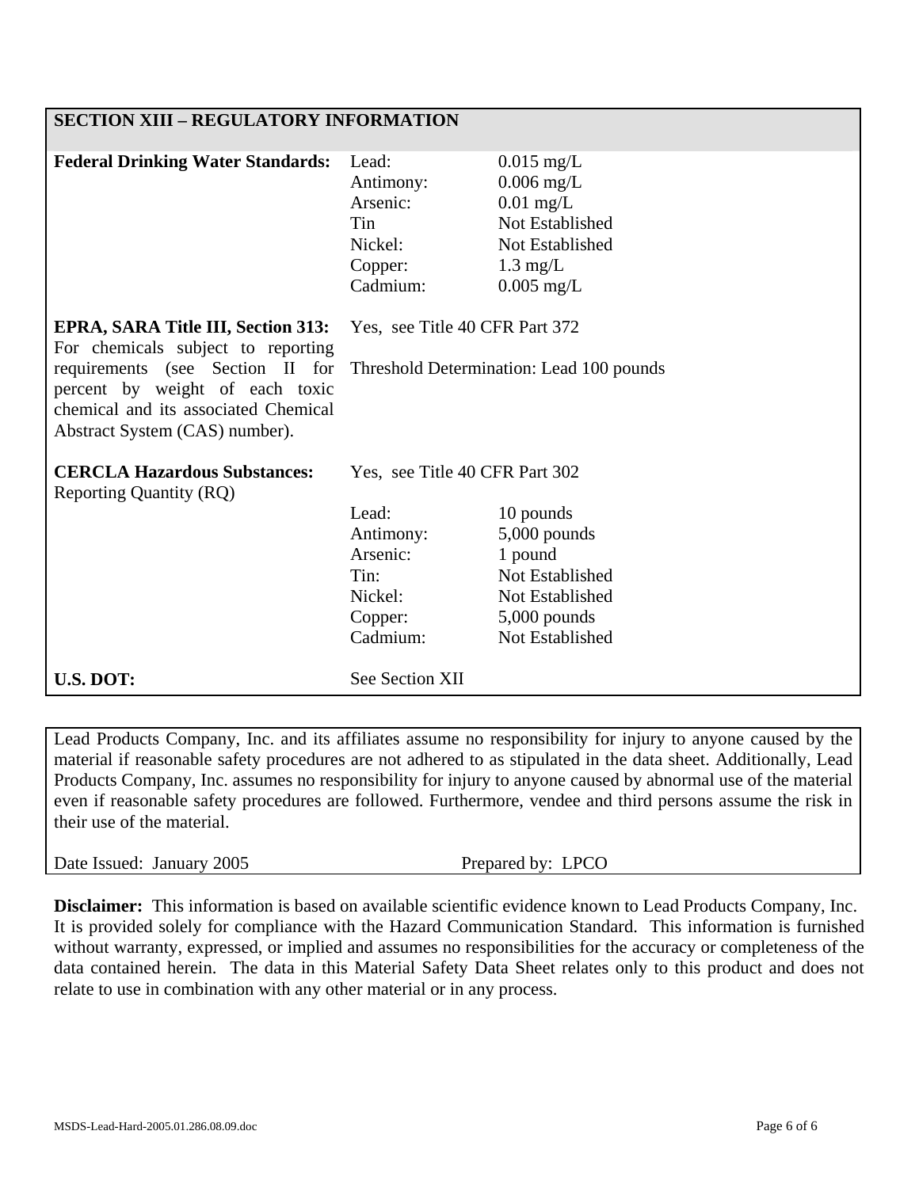## SECTION XIII – REGULATORY INFORMATION

| | | |
|---|---|---|
| **Federal Drinking Water Standards:** | Lead: | 0.015 mg/L |
| | Antimony: | 0.006 mg/L |
| | Arsenic: | 0.01 mg/L |
| | Tin | Not Established |
| | Nickel: | Not Established |
| | Copper: | 1.3 mg/L |
| | Cadmium: | 0.005 mg/L |
| **EPRA, SARA Title III, Section 313:** For chemicals subject to reporting requirements (see Section II for percent by weight of each toxic chemical and its associated Chemical Abstract System (CAS) number). | Yes, see Title 40 CFR Part 372 | |
| | Threshold Determination: Lead 100 pounds | |
| **CERCLA Hazardous Substances:** Reporting Quantity (RQ) | Yes, see Title 40 CFR Part 302 | |
| | Lead: | 10 pounds |
| | Antimony: | 5,000 pounds |
| | Arsenic: | 1 pound |
| | Tin: | Not Established |
| | Nickel: | Not Established |
| | Copper: | 5,000 pounds |
| | Cadmium: | Not Established |
| **U.S. DOT:** | See Section XII | |

Lead Products Company, Inc. and its affiliates assume no responsibility for injury to anyone caused by the material if reasonable safety procedures are not adhered to as stipulated in the data sheet. Additionally, Lead Products Company, Inc. assumes no responsibility for injury to anyone caused by abnormal use of the material even if reasonable safety procedures are followed. Furthermore, vendee and third persons assume the risk in their use of the material.

Date Issued: January 2005 Prepared by: LPCO

**Disclaimer:** This information is based on available scientific evidence known to Lead Products Company, Inc. It is provided solely for compliance with the Hazard Communication Standard. This information is furnished without warranty, expressed, or implied and assumes no responsibilities for the accuracy or completeness of the data contained herein. The data in this Material Safety Data Sheet relates only to this product and does not relate to use in combination with any other material or in any process.